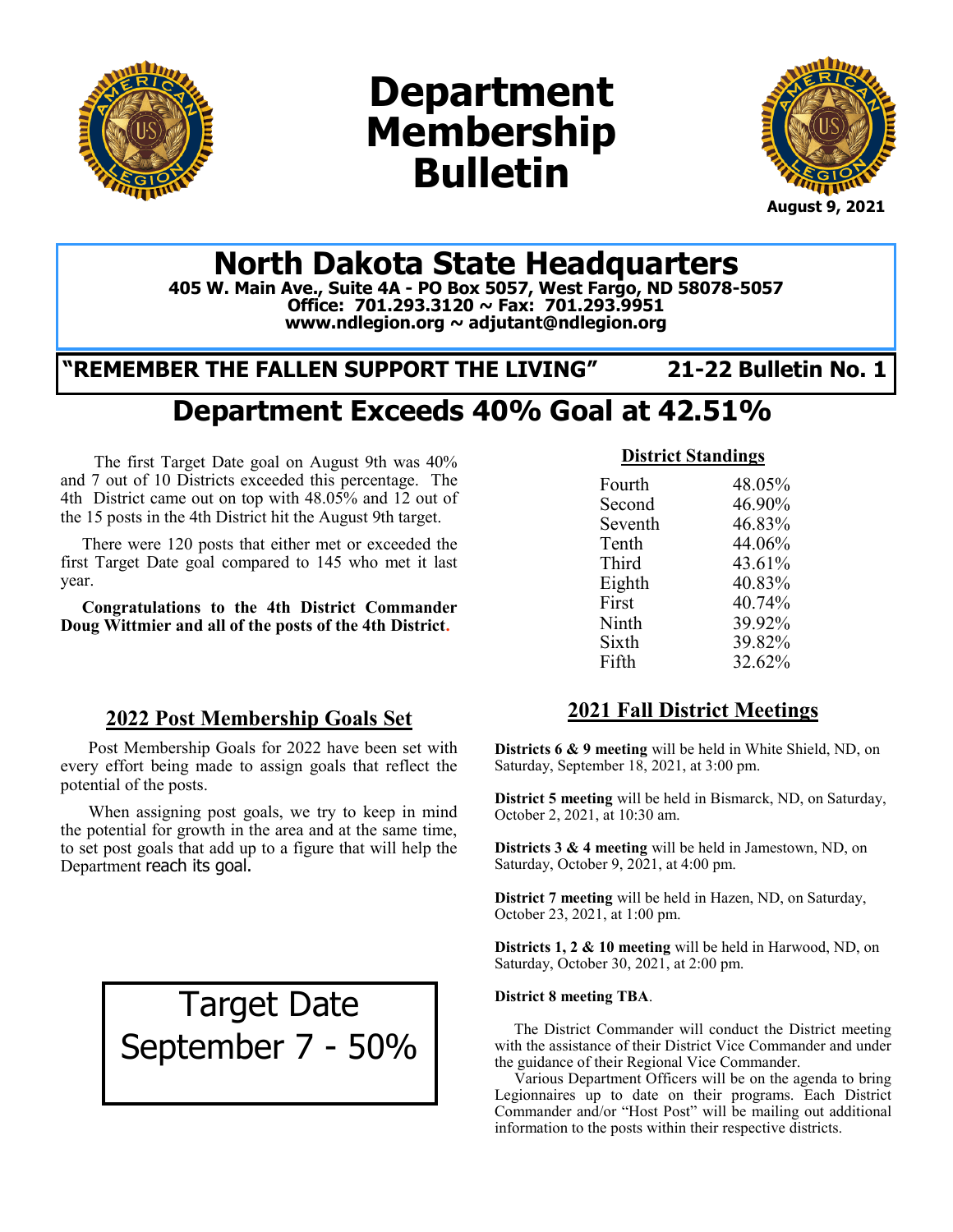# Department Membership Bulletin

**August 9, 2021**

## North Dakota State Headquarters

**405 W. Main Ave., Suite 4A - PO Box 5057, West Fargo, ND 58078-5057**
**Office: 701.293.3120 ~ Fax: 701.293.9951**
**www.ndlegion.org ~ adjutant@ndlegion.org**

**"REMEMBER THE FALLEN SUPPORT THE LIVING"** **21-22 Bulletin No. 1**

# Department Exceeds 40% Goal at 42.51%

The first Target Date goal on August 9th was 40% and 7 out of 10 Districts exceeded this percentage. The 4th District came out on top with 48.05% and 12 out of the 15 posts in the 4th District hit the August 9th target.

There were 120 posts that either met or exceeded the first Target Date goal compared to 145 who met it last year.

**Congratulations to the 4th District Commander Doug Wittmier and all of the posts of the 4th District.**

### District Standings

| District | Percentage |
|---|---|
| Fourth | 48.05% |
| Second | 46.90% |
| Seventh | 46.83% |
| Tenth | 44.06% |
| Third | 43.61% |
| Eighth | 40.83% |
| First | 40.74% |
| Ninth | 39.92% |
| Sixth | 39.82% |
| Fifth | 32.62% |

## 2022 Post Membership Goals Set

Post Membership Goals for 2022 have been set with every effort being made to assign goals that reflect the potential of the posts.

When assigning post goals, we try to keep in mind the potential for growth in the area and at the same time, to set post goals that add up to a figure that will help the Department reach its goal.

Target Date
September 7 - 50%

## 2021 Fall District Meetings

**Districts 6 & 9 meeting** will be held in White Shield, ND, on Saturday, September 18, 2021, at 3:00 pm.

**District 5 meeting** will be held in Bismarck, ND, on Saturday, October 2, 2021, at 10:30 am.

**Districts 3 & 4 meeting** will be held in Jamestown, ND, on Saturday, October 9, 2021, at 4:00 pm.

**District 7 meeting** will be held in Hazen, ND, on Saturday, October 23, 2021, at 1:00 pm.

**Districts 1, 2 & 10 meeting** will be held in Harwood, ND, on Saturday, October 30, 2021, at 2:00 pm.

**District 8 meeting TBA**.

The District Commander will conduct the District meeting with the assistance of their District Vice Commander and under the guidance of their Regional Vice Commander.

Various Department Officers will be on the agenda to bring Legionnaires up to date on their programs. Each District Commander and/or "Host Post" will be mailing out additional information to the posts within their respective districts.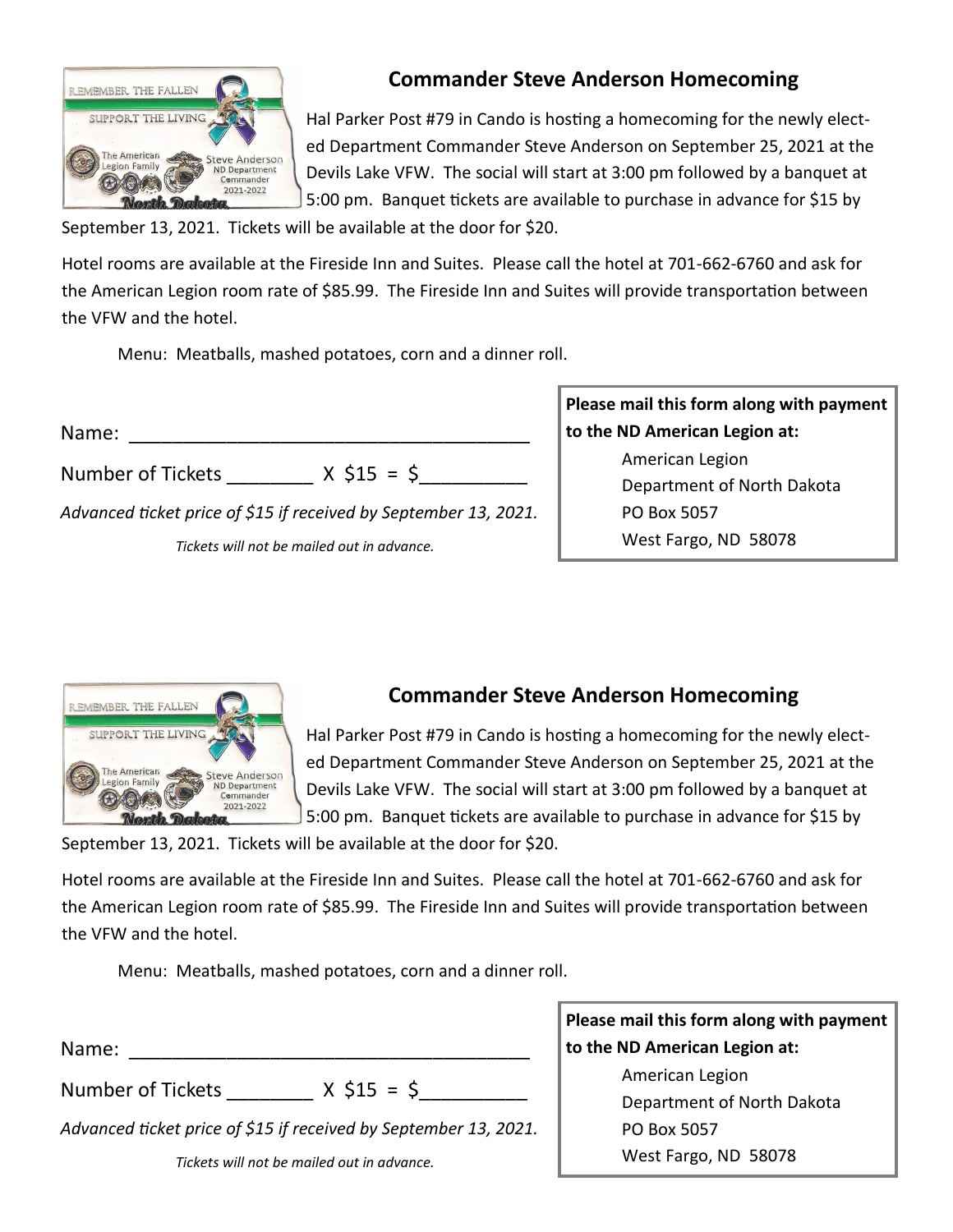## Commander Steve Anderson Homecoming

Hal Parker Post #79 in Cando is hosting a homecoming for the newly elected Department Commander Steve Anderson on September 25, 2021 at the Devils Lake VFW. The social will start at 3:00 pm followed by a banquet at 5:00 pm. Banquet tickets are available to purchase in advance for $15 by September 13, 2021. Tickets will be available at the door for $20.

Hotel rooms are available at the Fireside Inn and Suites. Please call the hotel at 701-662-6760 and ask for the American Legion room rate of $85.99. The Fireside Inn and Suites will provide transportation between the VFW and the hotel.

Menu: Meatballs, mashed potatoes, corn and a dinner roll.

Name: ______________________________________

Number of Tickets ________ X $15 = $__________

*Advanced ticket price of $15 if received by September 13, 2021.*

*Tickets will not be mailed out in advance.*

**Please mail this form along with payment to the ND American Legion at:**

American Legion
Department of North Dakota
PO Box 5057
West Fargo, ND 58078

## Commander Steve Anderson Homecoming

Hal Parker Post #79 in Cando is hosting a homecoming for the newly elected Department Commander Steve Anderson on September 25, 2021 at the Devils Lake VFW. The social will start at 3:00 pm followed by a banquet at 5:00 pm. Banquet tickets are available to purchase in advance for $15 by September 13, 2021. Tickets will be available at the door for $20.

Hotel rooms are available at the Fireside Inn and Suites. Please call the hotel at 701-662-6760 and ask for the American Legion room rate of $85.99. The Fireside Inn and Suites will provide transportation between the VFW and the hotel.

Menu: Meatballs, mashed potatoes, corn and a dinner roll.

Name: ______________________________________

Number of Tickets ________ X $15 = $__________

*Advanced ticket price of $15 if received by September 13, 2021.*

*Tickets will not be mailed out in advance.*

**Please mail this form along with payment to the ND American Legion at:**

American Legion
Department of North Dakota
PO Box 5057
West Fargo, ND 58078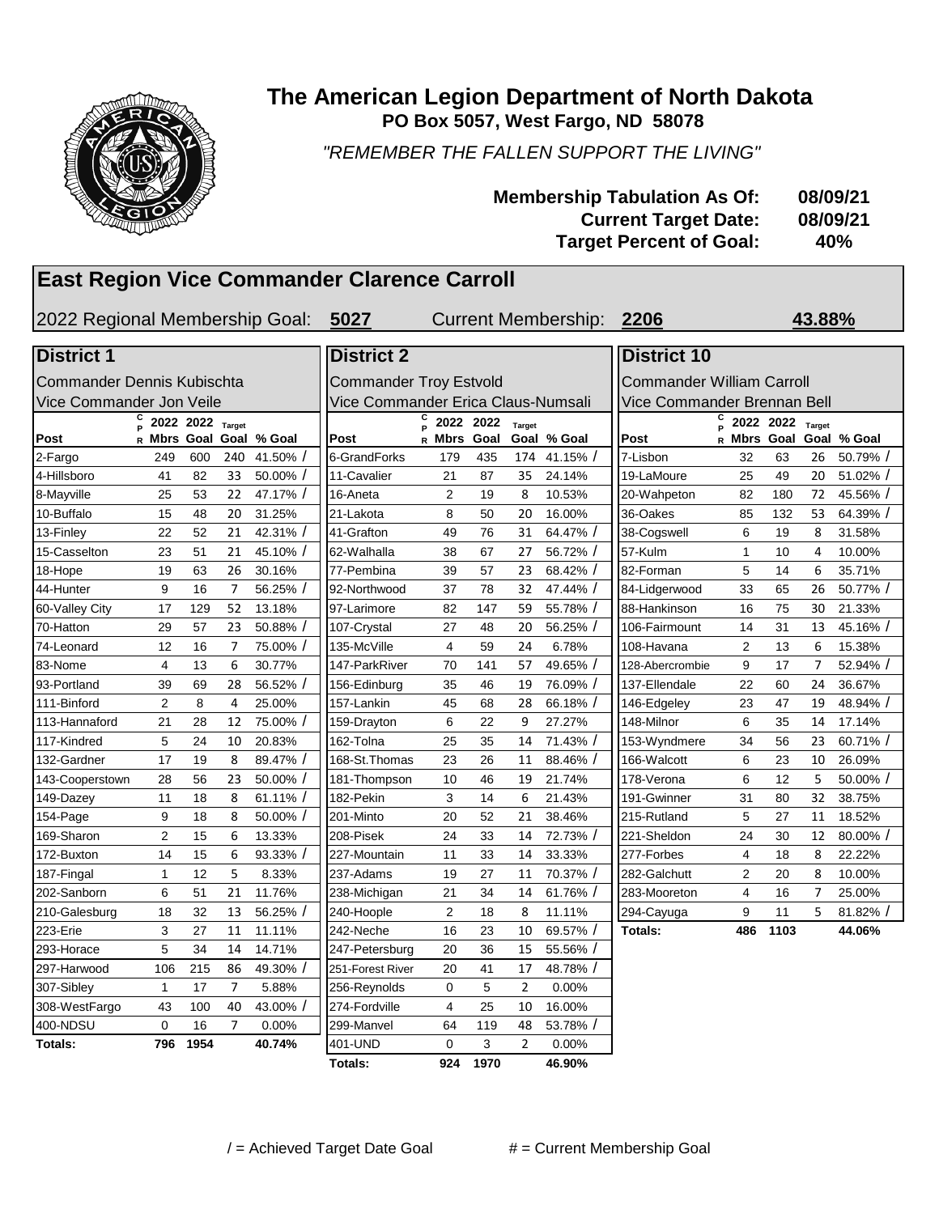# The American Legion Department of North Dakota

**PO Box 5057, West Fargo, ND 58078**

*"REMEMBER THE FALLEN SUPPORT THE LIVING"*

**Membership Tabulation As Of: 08/09/21**
**Current Target Date: 08/09/21**
**Target Percent of Goal: 40%**

## East Region Vice Commander Clarence Carroll

2022 Regional Membership Goal: **5027** Current Membership: **2206** **43.88%**

### District 1

Commander Dennis Kubischta
Vice Commander Jon Veile

| Post | CPR | 2022 Mbrs | 2022 Goal | Target Goal | % Goal |
|---|---|---|---|---|---|
| 2-Fargo | | 249 | 600 | 240 | 41.50% / |
| 4-Hillsboro | | 41 | 82 | 33 | 50.00% / |
| 8-Mayville | | 25 | 53 | 22 | 47.17% / |
| 10-Buffalo | | 15 | 48 | 20 | 31.25% |
| 13-Finley | | 22 | 52 | 21 | 42.31% / |
| 15-Casselton | | 23 | 51 | 21 | 45.10% / |
| 18-Hope | | 19 | 63 | 26 | 30.16% |
| 44-Hunter | | 9 | 16 | 7 | 56.25% / |
| 60-Valley City | | 17 | 129 | 52 | 13.18% |
| 70-Hatton | | 29 | 57 | 23 | 50.88% / |
| 74-Leonard | | 12 | 16 | 7 | 75.00% / |
| 83-Nome | | 4 | 13 | 6 | 30.77% |
| 93-Portland | | 39 | 69 | 28 | 56.52% / |
| 111-Binford | | 2 | 8 | 4 | 25.00% |
| 113-Hannaford | | 21 | 28 | 12 | 75.00% / |
| 117-Kindred | | 5 | 24 | 10 | 20.83% |
| 132-Gardner | | 17 | 19 | 8 | 89.47% / |
| 143-Cooperstown | | 28 | 56 | 23 | 50.00% / |
| 149-Dazey | | 11 | 18 | 8 | 61.11% / |
| 154-Page | | 9 | 18 | 8 | 50.00% / |
| 169-Sharon | | 2 | 15 | 6 | 13.33% |
| 172-Buxton | | 14 | 15 | 6 | 93.33% / |
| 187-Fingal | | 1 | 12 | 5 | 8.33% |
| 202-Sanborn | | 6 | 51 | 21 | 11.76% |
| 210-Galesburg | | 18 | 32 | 13 | 56.25% / |
| 223-Erie | | 3 | 27 | 11 | 11.11% |
| 293-Horace | | 5 | 34 | 14 | 14.71% |
| 297-Harwood | | 106 | 215 | 86 | 49.30% / |
| 307-Sibley | | 1 | 17 | 7 | 5.88% |
| 308-WestFargo | | 43 | 100 | 40 | 43.00% / |
| 400-NDSU | | 0 | 16 | 7 | 0.00% |
| **Totals:** | | **796** | **1954** | | **40.74%** |

### District 2

Commander Troy Estvold
Vice Commander Erica Claus-Numsali

| Post | CPR | 2022 Mbrs | 2022 Goal | Target Goal | % Goal |
|---|---|---|---|---|---|
| 6-GrandForks | | 179 | 435 | 174 | 41.15% / |
| 11-Cavalier | | 21 | 87 | 35 | 24.14% |
| 16-Aneta | | 2 | 19 | 8 | 10.53% |
| 21-Lakota | | 8 | 50 | 20 | 16.00% |
| 41-Grafton | | 49 | 76 | 31 | 64.47% / |
| 62-Walhalla | | 38 | 67 | 27 | 56.72% / |
| 77-Pembina | | 39 | 57 | 23 | 68.42% / |
| 92-Northwood | | 37 | 78 | 32 | 47.44% / |
| 97-Larimore | | 82 | 147 | 59 | 55.78% / |
| 107-Crystal | | 27 | 48 | 20 | 56.25% / |
| 135-McVille | | 4 | 59 | 24 | 6.78% |
| 147-ParkRiver | | 70 | 141 | 57 | 49.65% / |
| 156-Edinburg | | 35 | 46 | 19 | 76.09% / |
| 157-Lankin | | 45 | 68 | 28 | 66.18% / |
| 159-Drayton | | 6 | 22 | 9 | 27.27% |
| 162-Tolna | | 25 | 35 | 14 | 71.43% / |
| 168-St.Thomas | | 23 | 26 | 11 | 88.46% / |
| 181-Thompson | | 10 | 46 | 19 | 21.74% |
| 182-Pekin | | 3 | 14 | 6 | 21.43% |
| 201-Minto | | 20 | 52 | 21 | 38.46% |
| 208-Pisek | | 24 | 33 | 14 | 72.73% / |
| 227-Mountain | | 11 | 33 | 14 | 33.33% |
| 237-Adams | | 19 | 27 | 11 | 70.37% / |
| 238-Michigan | | 21 | 34 | 14 | 61.76% / |
| 240-Hoople | | 2 | 18 | 8 | 11.11% |
| 242-Neche | | 16 | 23 | 10 | 69.57% / |
| 247-Petersburg | | 20 | 36 | 15 | 55.56% / |
| 251-Forest River | | 20 | 41 | 17 | 48.78% / |
| 256-Reynolds | | 0 | 5 | 2 | 0.00% |
| 274-Fordville | | 4 | 25 | 10 | 16.00% |
| 299-Manvel | | 64 | 119 | 48 | 53.78% / |
| 401-UND | | 0 | 3 | 2 | 0.00% |
| **Totals:** | | **924** | **1970** | | **46.90%** |

### District 10

Commander William Carroll
Vice Commander Brennan Bell

| Post | CPR | 2022 Mbrs | 2022 Goal | Target Goal | % Goal |
|---|---|---|---|---|---|
| 7-Lisbon | | 32 | 63 | 26 | 50.79% / |
| 19-LaMoure | | 25 | 49 | 20 | 51.02% / |
| 20-Wahpeton | | 82 | 180 | 72 | 45.56% / |
| 36-Oakes | | 85 | 132 | 53 | 64.39% / |
| 38-Cogswell | | 6 | 19 | 8 | 31.58% |
| 57-Kulm | | 1 | 10 | 4 | 10.00% |
| 82-Forman | | 5 | 14 | 6 | 35.71% |
| 84-Lidgerwood | | 33 | 65 | 26 | 50.77% / |
| 88-Hankinson | | 16 | 75 | 30 | 21.33% |
| 106-Fairmount | | 14 | 31 | 13 | 45.16% / |
| 108-Havana | | 2 | 13 | 6 | 15.38% |
| 128-Abercrombie | | 9 | 17 | 7 | 52.94% / |
| 137-Ellendale | | 22 | 60 | 24 | 36.67% |
| 146-Edgeley | | 23 | 47 | 19 | 48.94% / |
| 148-Milnor | | 6 | 35 | 14 | 17.14% |
| 153-Wyndmere | | 34 | 56 | 23 | 60.71% / |
| 166-Walcott | | 6 | 23 | 10 | 26.09% |
| 178-Verona | | 6 | 12 | 5 | 50.00% / |
| 191-Gwinner | | 31 | 80 | 32 | 38.75% |
| 215-Rutland | | 5 | 27 | 11 | 18.52% |
| 221-Sheldon | | 24 | 30 | 12 | 80.00% / |
| 277-Forbes | | 4 | 18 | 8 | 22.22% |
| 282-Galchutt | | 2 | 20 | 8 | 10.00% |
| 283-Mooreton | | 4 | 16 | 7 | 25.00% |
| 294-Cayuga | | 9 | 11 | 5 | 81.82% / |
| **Totals:** | | **486** | **1103** | | **44.06%** |

/ = Achieved Target Date Goal # = Current Membership Goal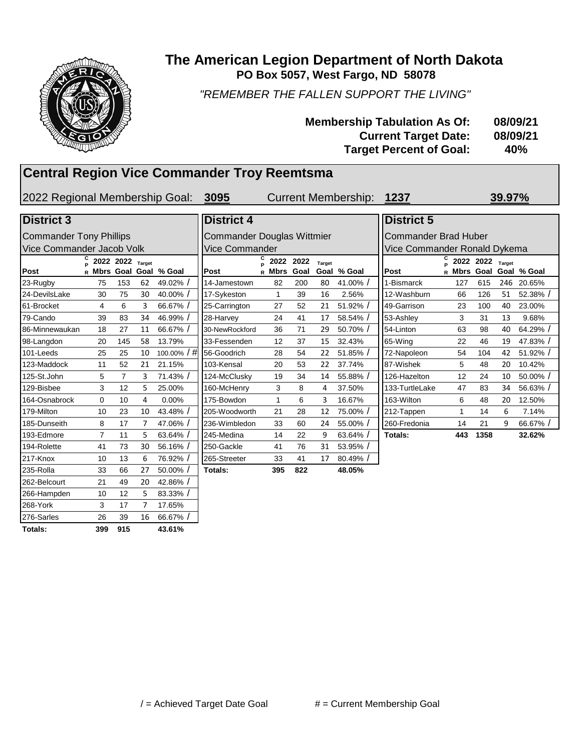# The American Legion Department of North Dakota

**PO Box 5057, West Fargo, ND 58078**

*"REMEMBER THE FALLEN SUPPORT THE LIVING"*

**Membership Tabulation As Of: 08/09/21**
**Current Target Date: 08/09/21**
**Target Percent of Goal: 40%**

## Central Region Vice Commander Troy Reemtsma

2022 Regional Membership Goal: **3095** Current Membership: **1237** **39.97%**

### District 3

Commander Tony Phillips
Vice Commander Jacob Volk

| Post | CPR | 2022 Mbrs | 2022 Goal | Target Goal | % Goal |
|---|---|---|---|---|---|
| 23-Rugby | | 75 | 153 | 62 | 49.02% / |
| 24-DevilsLake | | 30 | 75 | 30 | 40.00% / |
| 61-Brocket | | 4 | 6 | 3 | 66.67% / |
| 79-Cando | | 39 | 83 | 34 | 46.99% / |
| 86-Minnewaukan | | 18 | 27 | 11 | 66.67% / |
| 98-Langdon | | 20 | 145 | 58 | 13.79% |
| 101-Leeds | | 25 | 25 | 10 | 100.00% / # |
| 123-Maddock | | 11 | 52 | 21 | 21.15% |
| 125-St.John | | 5 | 7 | 3 | 71.43% / |
| 129-Bisbee | | 3 | 12 | 5 | 25.00% |
| 164-Osnabrock | | 0 | 10 | 4 | 0.00% |
| 179-Milton | | 10 | 23 | 10 | 43.48% / |
| 185-Dunseith | | 8 | 17 | 7 | 47.06% / |
| 193-Edmore | | 7 | 11 | 5 | 63.64% / |
| 194-Rolette | | 41 | 73 | 30 | 56.16% / |
| 217-Knox | | 10 | 13 | 6 | 76.92% / |
| 235-Rolla | | 33 | 66 | 27 | 50.00% / |
| 262-Belcourt | | 21 | 49 | 20 | 42.86% / |
| 266-Hampden | | 10 | 12 | 5 | 83.33% / |
| 268-York | | 3 | 17 | 7 | 17.65% |
| 276-Sarles | | 26 | 39 | 16 | 66.67% / |
| **Totals:** | | **399** | **915** | | **43.61%** |

### District 4

Commander Douglas Wittmier
Vice Commander

| Post | CPR | 2022 Mbrs | 2022 Goal | Target Goal | % Goal |
|---|---|---|---|---|---|
| 14-Jamestown | | 82 | 200 | 80 | 41.00% / |
| 17-Sykeston | | 1 | 39 | 16 | 2.56% |
| 25-Carrington | | 27 | 52 | 21 | 51.92% / |
| 28-Harvey | | 24 | 41 | 17 | 58.54% / |
| 30-NewRockford | | 36 | 71 | 29 | 50.70% / |
| 33-Fessenden | | 12 | 37 | 15 | 32.43% |
| 56-Goodrich | | 28 | 54 | 22 | 51.85% / |
| 103-Kensal | | 20 | 53 | 22 | 37.74% |
| 124-McClusky | | 19 | 34 | 14 | 55.88% / |
| 160-McHenry | | 3 | 8 | 4 | 37.50% |
| 175-Bowdon | | 1 | 6 | 3 | 16.67% |
| 205-Woodworth | | 21 | 28 | 12 | 75.00% / |
| 236-Wimbledon | | 33 | 60 | 24 | 55.00% / |
| 245-Medina | | 14 | 22 | 9 | 63.64% / |
| 250-Gackle | | 41 | 76 | 31 | 53.95% / |
| 265-Streeter | | 33 | 41 | 17 | 80.49% / |
| **Totals:** | | **395** | **822** | | **48.05%** |

### District 5

Commander Brad Huber
Vice Commander Ronald Dykema

| Post | CPR | 2022 Mbrs | 2022 Goal | Target Goal | % Goal |
|---|---|---|---|---|---|
| 1-Bismarck | | 127 | 615 | 246 | 20.65% |
| 12-Washburn | | 66 | 126 | 51 | 52.38% / |
| 49-Garrison | | 23 | 100 | 40 | 23.00% |
| 53-Ashley | | 3 | 31 | 13 | 9.68% |
| 54-Linton | | 63 | 98 | 40 | 64.29% / |
| 65-Wing | | 22 | 46 | 19 | 47.83% / |
| 72-Napoleon | | 54 | 104 | 42 | 51.92% / |
| 87-Wishek | | 5 | 48 | 20 | 10.42% |
| 126-Hazelton | | 12 | 24 | 10 | 50.00% / |
| 133-TurtleLake | | 47 | 83 | 34 | 56.63% / |
| 163-Wilton | | 6 | 48 | 20 | 12.50% |
| 212-Tappen | | 1 | 14 | 6 | 7.14% |
| 260-Fredonia | | 14 | 21 | 9 | 66.67% / |
| **Totals:** | | **443** | **1358** | | **32.62%** |

/ = Achieved Target Date Goal # = Current Membership Goal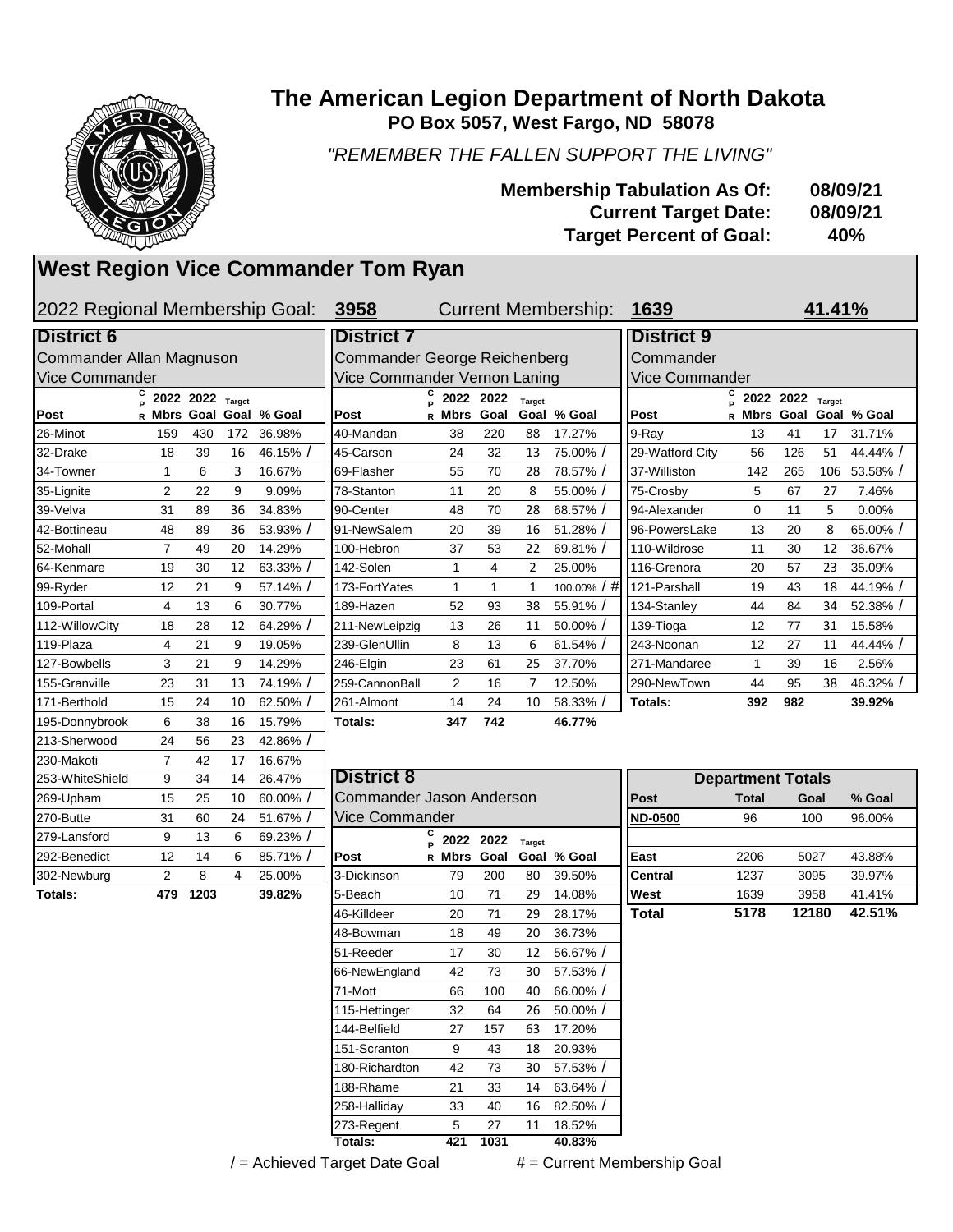# The American Legion Department of North Dakota

**PO Box 5057, West Fargo, ND 58078**

*"REMEMBER THE FALLEN SUPPORT THE LIVING"*

**Membership Tabulation As Of: 08/09/21**
**Current Target Date: 08/09/21**
**Target Percent of Goal: 40%**

## West Region Vice Commander Tom Ryan

2022 Regional Membership Goal: **3958** Current Membership: **1639** **41.41%**

### District 6

Commander Allan Magnuson
Vice Commander

| Post | CPR | 2022 Mbrs | 2022 Goal | Target Goal | % Goal |
|---|---|---|---|---|---|
| 26-Minot | | 159 | 430 | 172 | 36.98% |
| 32-Drake | | 18 | 39 | 16 | 46.15% / |
| 34-Towner | | 1 | 6 | 3 | 16.67% |
| 35-Lignite | | 2 | 22 | 9 | 9.09% |
| 39-Velva | | 31 | 89 | 36 | 34.83% |
| 42-Bottineau | | 48 | 89 | 36 | 53.93% / |
| 52-Mohall | | 7 | 49 | 20 | 14.29% |
| 64-Kenmare | | 19 | 30 | 12 | 63.33% / |
| 99-Ryder | | 12 | 21 | 9 | 57.14% / |
| 109-Portal | | 4 | 13 | 6 | 30.77% |
| 112-WillowCity | | 18 | 28 | 12 | 64.29% / |
| 119-Plaza | | 4 | 21 | 9 | 19.05% |
| 127-Bowbells | | 3 | 21 | 9 | 14.29% |
| 155-Granville | | 23 | 31 | 13 | 74.19% / |
| 171-Berthold | | 15 | 24 | 10 | 62.50% / |
| 195-Donnybrook | | 6 | 38 | 16 | 15.79% |
| 213-Sherwood | | 24 | 56 | 23 | 42.86% / |
| 230-Makoti | | 7 | 42 | 17 | 16.67% |
| 253-WhiteShield | | 9 | 34 | 14 | 26.47% |
| 269-Upham | | 15 | 25 | 10 | 60.00% / |
| 270-Butte | | 31 | 60 | 24 | 51.67% / |
| 279-Lansford | | 9 | 13 | 6 | 69.23% / |
| 292-Benedict | | 12 | 14 | 6 | 85.71% / |
| 302-Newburg | | 2 | 8 | 4 | 25.00% |
| **Totals:** | | **479** | **1203** | | **39.82%** |

### District 7

Commander George Reichenberg
Vice Commander Vernon Laning

| Post | CPR | 2022 Mbrs | 2022 Goal | Target Goal | % Goal |
|---|---|---|---|---|---|
| 40-Mandan | | 38 | 220 | 88 | 17.27% |
| 45-Carson | | 24 | 32 | 13 | 75.00% / |
| 69-Flasher | | 55 | 70 | 28 | 78.57% / |
| 78-Stanton | | 11 | 20 | 8 | 55.00% / |
| 90-Center | | 48 | 70 | 28 | 68.57% / |
| 91-NewSalem | | 20 | 39 | 16 | 51.28% / |
| 100-Hebron | | 37 | 53 | 22 | 69.81% / |
| 142-Solen | | 1 | 4 | 2 | 25.00% |
| 173-FortYates | | 1 | 1 | 1 | 100.00% / # |
| 189-Hazen | | 52 | 93 | 38 | 55.91% / |
| 211-NewLeipzig | | 13 | 26 | 11 | 50.00% / |
| 239-GlenUllin | | 8 | 13 | 6 | 61.54% / |
| 246-Elgin | | 23 | 61 | 25 | 37.70% |
| 259-CannonBall | | 2 | 16 | 7 | 12.50% |
| 261-Almont | | 14 | 24 | 10 | 58.33% / |
| **Totals:** | | **347** | **742** | | **46.77%** |

### District 8

Commander Jason Anderson
Vice Commander

| Post | CPR | 2022 Mbrs | 2022 Goal | Target Goal | % Goal |
|---|---|---|---|---|---|
| 3-Dickinson | | 79 | 200 | 80 | 39.50% |
| 5-Beach | | 10 | 71 | 29 | 14.08% |
| 46-Killdeer | | 20 | 71 | 29 | 28.17% |
| 48-Bowman | | 18 | 49 | 20 | 36.73% |
| 51-Reeder | | 17 | 30 | 12 | 56.67% / |
| 66-NewEngland | | 42 | 73 | 30 | 57.53% / |
| 71-Mott | | 66 | 100 | 40 | 66.00% / |
| 115-Hettinger | | 32 | 64 | 26 | 50.00% / |
| 144-Belfield | | 27 | 157 | 63 | 17.20% |
| 151-Scranton | | 9 | 43 | 18 | 20.93% |
| 180-Richardton | | 42 | 73 | 30 | 57.53% / |
| 188-Rhame | | 21 | 33 | 14 | 63.64% / |
| 258-Halliday | | 33 | 40 | 16 | 82.50% / |
| 273-Regent | | 5 | 27 | 11 | 18.52% |
| **Totals:** | | **421** | **1031** | | **40.83%** |

### District 9

Commander
Vice Commander

| Post | CPR | 2022 Mbrs | 2022 Goal | Target Goal | % Goal |
|---|---|---|---|---|---|
| 9-Ray | | 13 | 41 | 17 | 31.71% |
| 29-Watford City | | 56 | 126 | 51 | 44.44% / |
| 37-Williston | | 142 | 265 | 106 | 53.58% / |
| 75-Crosby | | 5 | 67 | 27 | 7.46% |
| 94-Alexander | | 0 | 11 | 5 | 0.00% |
| 96-PowersLake | | 13 | 20 | 8 | 65.00% / |
| 110-Wildrose | | 11 | 30 | 12 | 36.67% |
| 116-Grenora | | 20 | 57 | 23 | 35.09% |
| 121-Parshall | | 19 | 43 | 18 | 44.19% / |
| 134-Stanley | | 44 | 84 | 34 | 52.38% / |
| 139-Tioga | | 12 | 77 | 31 | 15.58% |
| 243-Noonan | | 12 | 27 | 11 | 44.44% / |
| 271-Mandaree | | 1 | 39 | 16 | 2.56% |
| 290-NewTown | | 44 | 95 | 38 | 46.32% / |
| **Totals:** | | **392** | **982** | | **39.92%** |

### Department Totals

| Post | Total | Goal | % Goal |
|---|---|---|---|
| ND-0500 | 96 | 100 | 96.00% |
| | | | |
| East | 2206 | 5027 | 43.88% |
| Central | 1237 | 3095 | 39.97% |
| West | 1639 | 3958 | 41.41% |
| **Total** | **5178** | **12180** | **42.51%** |

/ = Achieved Target Date Goal     # = Current Membership Goal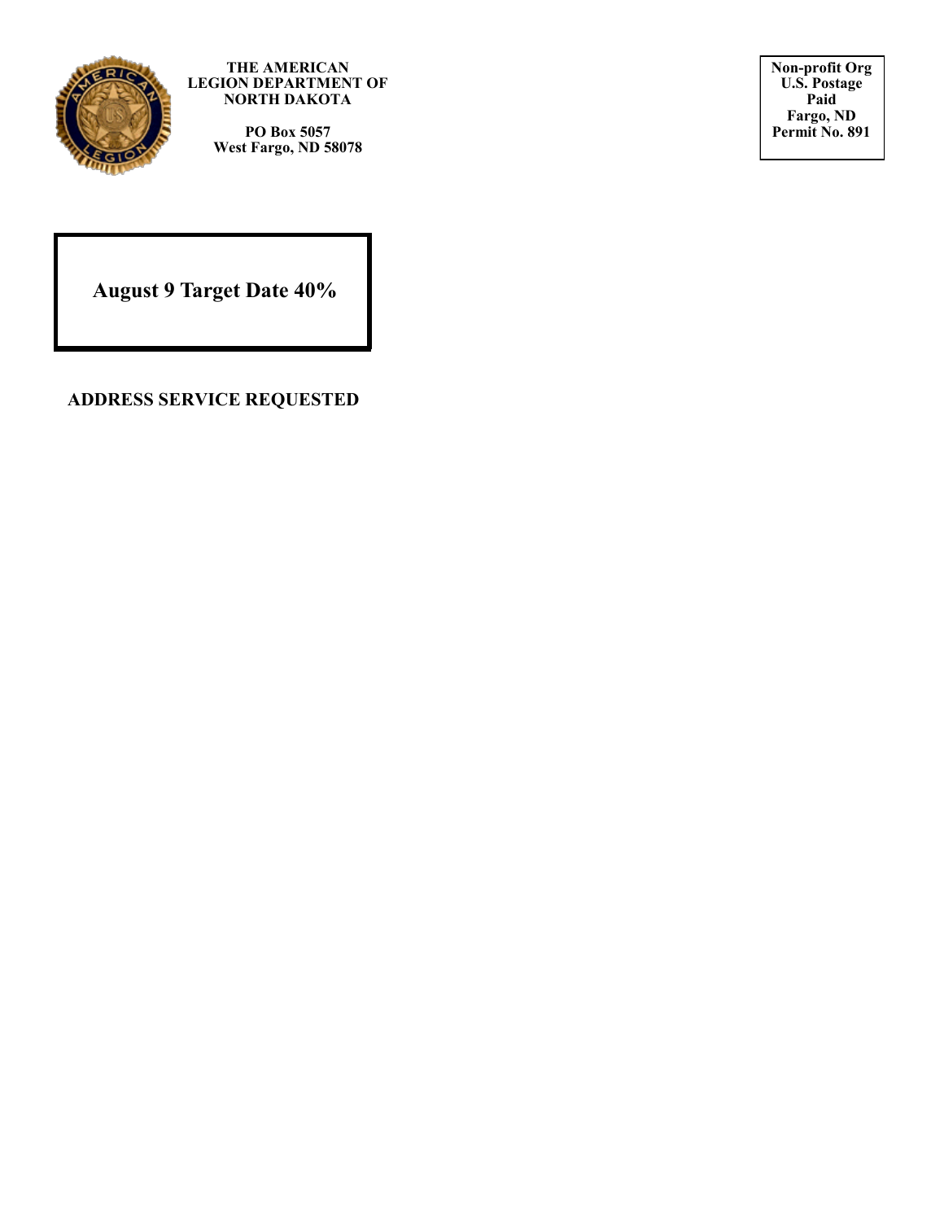**THE AMERICAN LEGION DEPARTMENT OF NORTH DAKOTA**

**PO Box 5057**
**West Fargo, ND 58078**

**Non-profit Org**
**U.S. Postage**
**Paid**
**Fargo, ND**
**Permit No. 891**

**August 9 Target Date 40%**

**ADDRESS SERVICE REQUESTED**